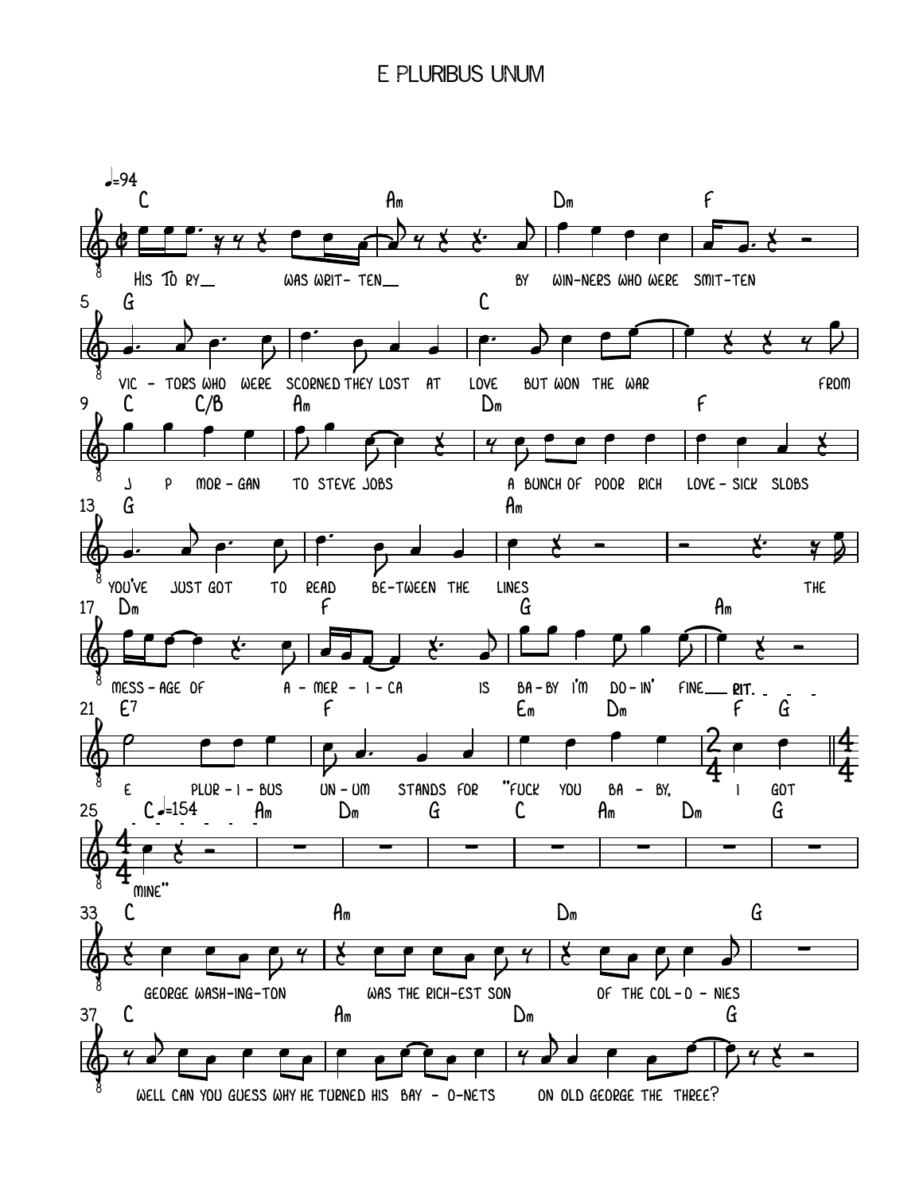# E PLURIBUS UNUM

♩=94

HIS TO RY__ WAS WRIT- TEN__ BY WIN-NERS WHO WERE SMIT-TEN

VIC - TORS WHO WERE SCORNED THEY LOST AT LOVE BUT WON THE WAR FROM

J P MOR - GAN TO STEVE JOBS A BUNCH OF POOR RICH LOVE - SICK SLOBS

YOU'VE JUST GOT TO READ BE-TWEEN THE LINES THE

MESS - AGE OF A - MER - I - CA IS BA - BY I'M DO - IN' FINE__ RIT.

E PLUR - I - BUS UN - UM STANDS FOR "FUCK YOU BA - BY, I GOT

♩=154

MINE"

GEORGE WASH-ING-TON WAS THE RICH-EST SON OF THE COL - O - NIES

WELL CAN YOU GUESS WHY HE TURNED HIS BAY - O-NETS ON OLD GEORGE THE THREE?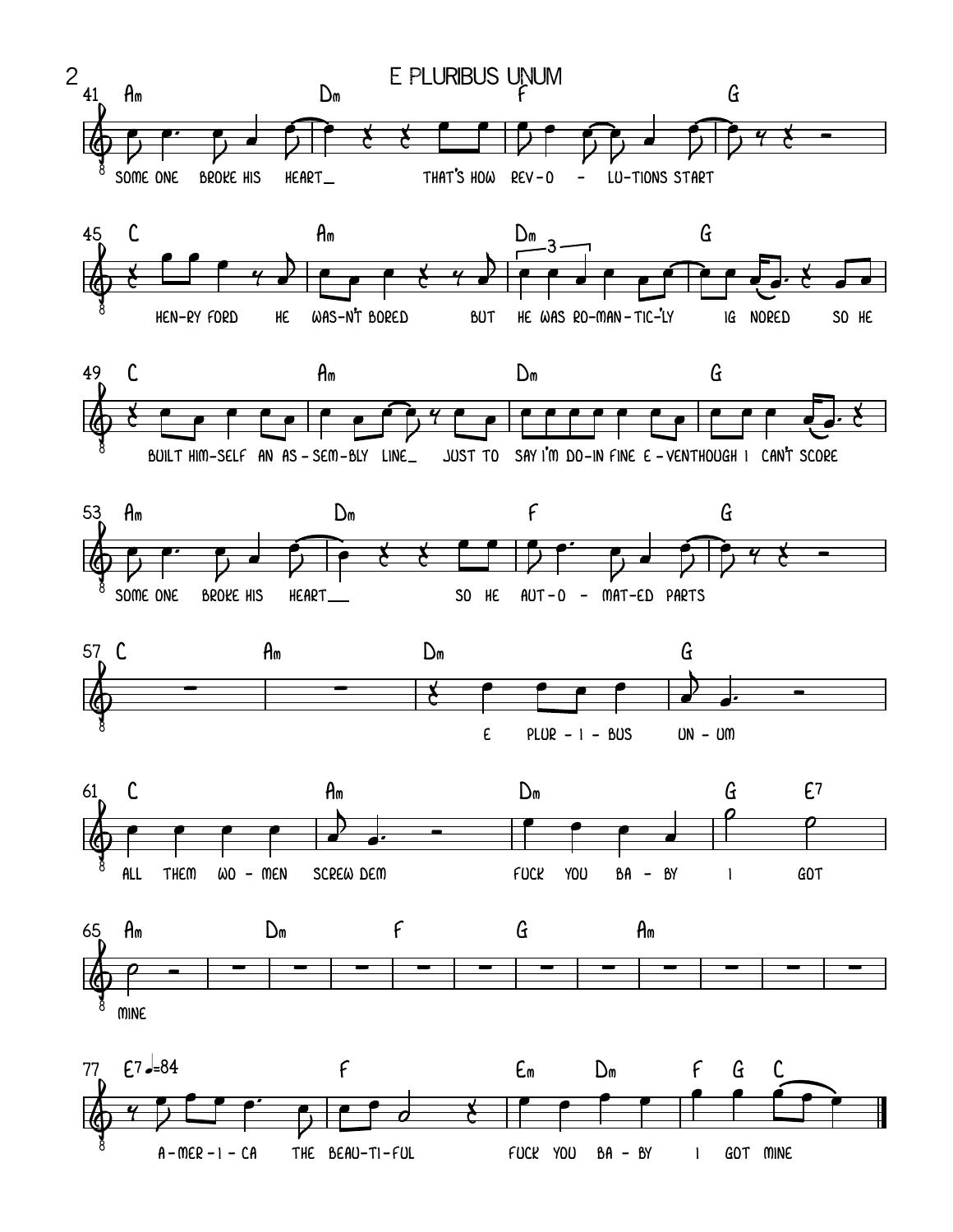SOME ONE BROKE HIS HEART THAT'S HOW REV-O-LU-TIONS START

HEN-RY FORD HE WAS-N'T BORED BUT HE WAS RO-MAN-TIC-'LY IG NORED SO HE

BUILT HIM-SELF AN AS-SEM-BLY LINE JUST TO SAY I'M DO-IN FINE E-VEN THOUGH I CAN'T SCORE

SOME ONE BROKE HIS HEART SO HE AUT-O-MAT-ED PARTS

E PLUR-I-BUS UN-UM

ALL THEM WO-MEN SCREW DEM FUCK YOU BA-BY I GOT

MINE

A-MER-I-CA THE BEAU-TI-FUL FUCK YOU BA-BY I GOT MINE